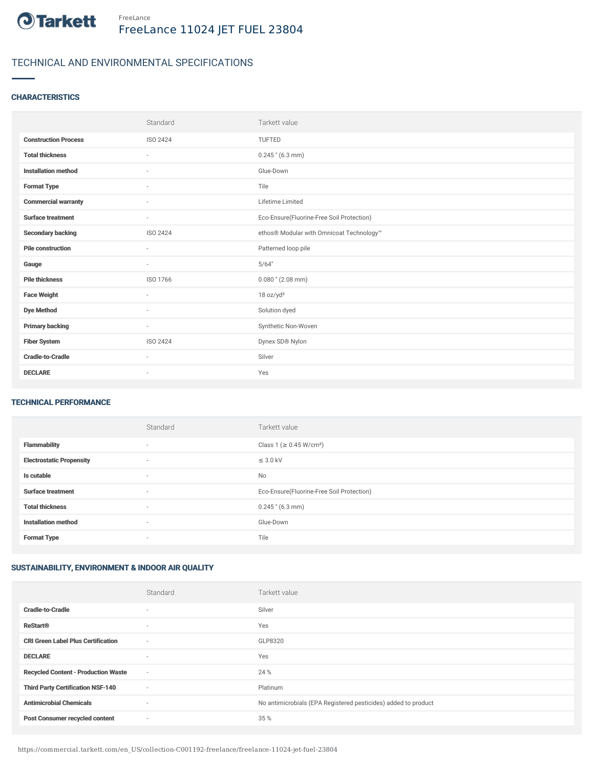Tarkett

FreeLance

# FreeLance 11024 JET FUEL 23804

## TECHNICAL AND ENVIRONMENTAL SPECIFICATIONS

### CHARACTERISTICS

| | Standard | Tarkett value |
|---|---|---|
| **Construction Process** | ISO 2424 | TUFTED |
| **Total thickness** | - | 0.245 " (6.3 mm) |
| **Installation method** | - | Glue-Down |
| **Format Type** | - | Tile |
| **Commercial warranty** | - | Lifetime Limited |
| **Surface treatment** | - | Eco-Ensure(Fluorine-Free Soil Protection) |
| **Secondary backing** | ISO 2424 | ethos® Modular with Omnicoat Technology™ |
| **Pile construction** | - | Patterned loop pile |
| **Gauge** | - | 5/64" |
| **Pile thickness** | ISO 1766 | 0.080 " (2.08 mm) |
| **Face Weight** | - | 18 oz/yd² |
| **Dye Method** | - | Solution dyed |
| **Primary backing** | - | Synthetic Non-Woven |
| **Fiber System** | ISO 2424 | Dynex SD® Nylon |
| **Cradle-to-Cradle** | - | Silver |
| **DECLARE** | - | Yes |

### TECHNICAL PERFORMANCE

| | Standard | Tarkett value |
|---|---|---|
| **Flammability** | - | Class 1 (≥ 0.45 W/cm²) |
| **Electrostatic Propensity** | - | ≤ 3.0 kV |
| **Is cutable** | - | No |
| **Surface treatment** | - | Eco-Ensure(Fluorine-Free Soil Protection) |
| **Total thickness** | - | 0.245 " (6.3 mm) |
| **Installation method** | - | Glue-Down |
| **Format Type** | - | Tile |

### SUSTAINABILITY, ENVIRONMENT & INDOOR AIR QUALITY

| | Standard | Tarkett value |
|---|---|---|
| **Cradle-to-Cradle** | - | Silver |
| **ReStart®** | - | Yes |
| **CRI Green Label Plus Certification** | - | GLP8320 |
| **DECLARE** | - | Yes |
| **Recycled Content - Production Waste** | - | 24 % |
| **Third Party Certification NSF-140** | - | Platinum |
| **Antimicrobial Chemicals** | - | No antimicrobials (EPA Registered pesticides) added to product |
| **Post Consumer recycled content** | - | 35 % |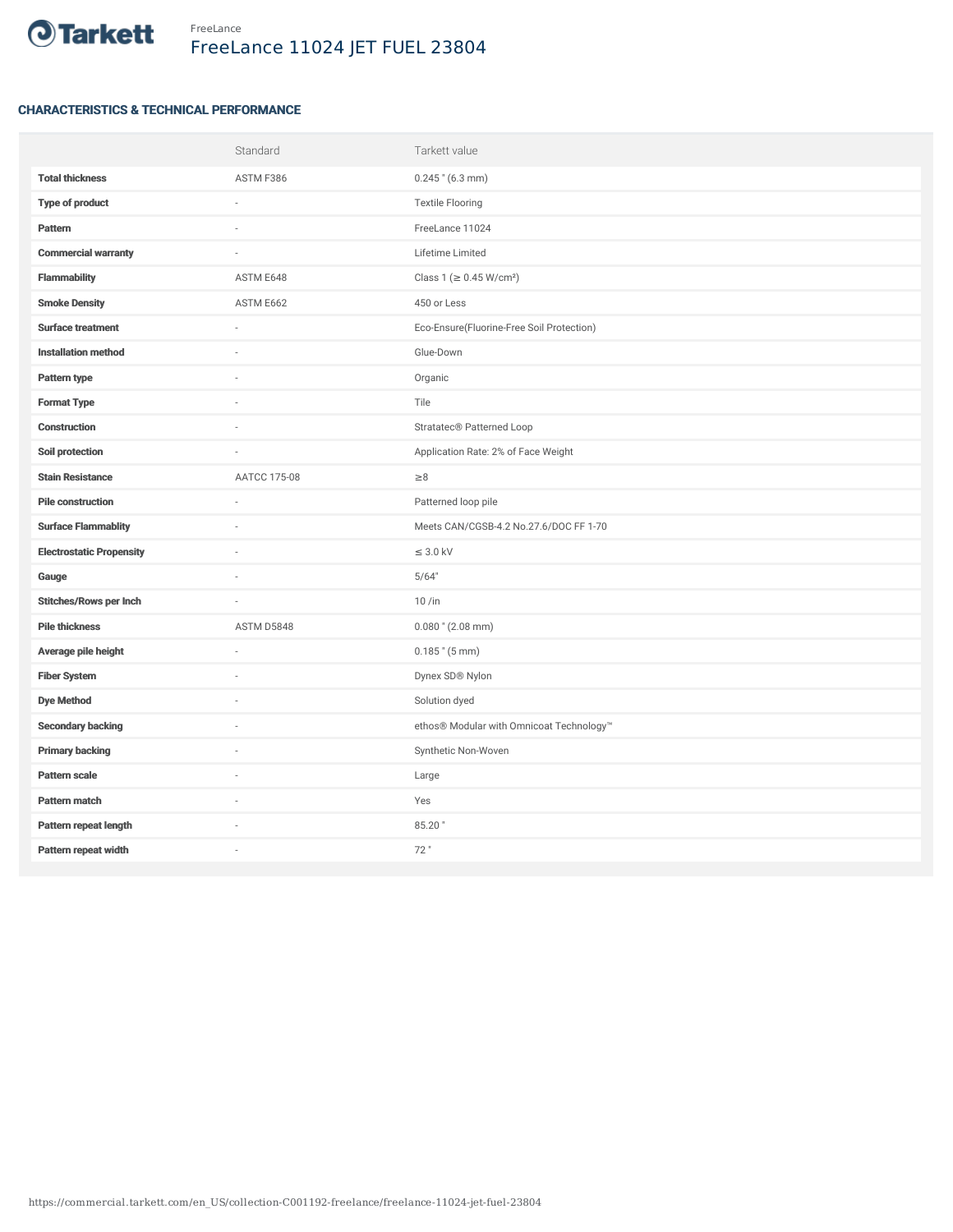FreeLance

# FreeLance 11024 JET FUEL 23804

## CHARACTERISTICS & TECHNICAL PERFORMANCE

| | Standard | Tarkett value |
|---|---|---|
| **Total thickness** | ASTM F386 | 0.245 " (6.3 mm) |
| **Type of product** | - | Textile Flooring |
| **Pattern** | - | FreeLance 11024 |
| **Commercial warranty** | - | Lifetime Limited |
| **Flammability** | ASTM E648 | Class 1 (≥ 0.45 W/cm²) |
| **Smoke Density** | ASTM E662 | 450 or Less |
| **Surface treatment** | - | Eco-Ensure(Fluorine-Free Soil Protection) |
| **Installation method** | - | Glue-Down |
| **Pattern type** | - | Organic |
| **Format Type** | - | Tile |
| **Construction** | - | Stratatec® Patterned Loop |
| **Soil protection** | - | Application Rate: 2% of Face Weight |
| **Stain Resistance** | AATCC 175-08 | ≥8 |
| **Pile construction** | - | Patterned loop pile |
| **Surface Flammablity** | - | Meets CAN/CGSB-4.2 No.27.6/DOC FF 1-70 |
| **Electrostatic Propensity** | - | ≤ 3.0 kV |
| **Gauge** | - | 5/64" |
| **Stitches/Rows per Inch** | - | 10 /in |
| **Pile thickness** | ASTM D5848 | 0.080 " (2.08 mm) |
| **Average pile height** | - | 0.185 " (5 mm) |
| **Fiber System** | - | Dynex SD® Nylon |
| **Dye Method** | - | Solution dyed |
| **Secondary backing** | - | ethos® Modular with Omnicoat Technology™ |
| **Primary backing** | - | Synthetic Non-Woven |
| **Pattern scale** | - | Large |
| **Pattern match** | - | Yes |
| **Pattern repeat length** | - | 85.20 " |
| **Pattern repeat width** | - | 72 " |